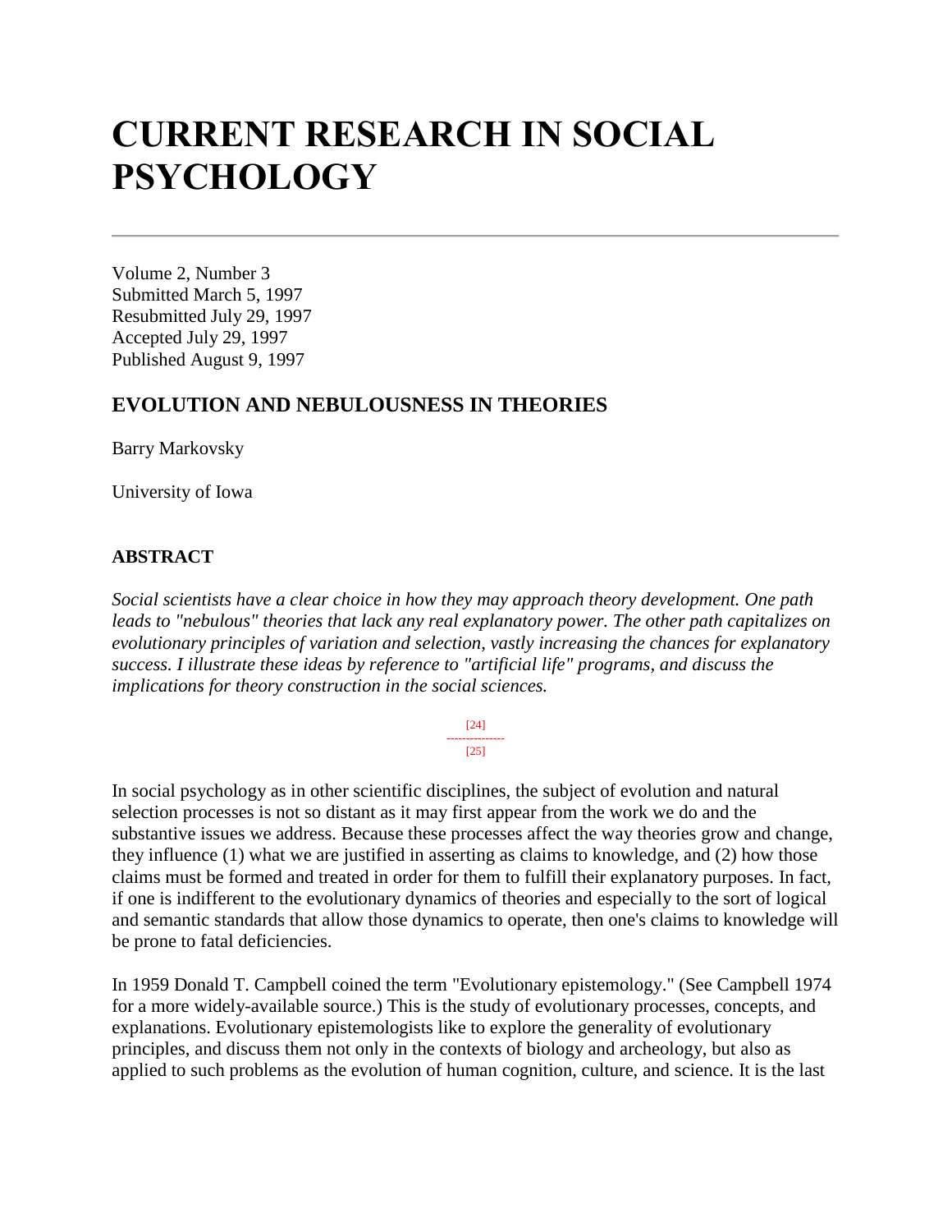# CURRENT RESEARCH IN SOCIAL PSYCHOLOGY

---

Volume 2, Number 3
Submitted March 5, 1997
Resubmitted July 29, 1997
Accepted July 29, 1997
Published August 9, 1997

## EVOLUTION AND NEBULOUSNESS IN THEORIES

Barry Markovsky

University of Iowa

### ABSTRACT

*Social scientists have a clear choice in how they may approach theory development. One path leads to "nebulous" theories that lack any real explanatory power. The other path capitalizes on evolutionary principles of variation and selection, vastly increasing the chances for explanatory success. I illustrate these ideas by reference to "artificial life" programs, and discuss the implications for theory construction in the social sciences.*

[24]
---
[25]

In social psychology as in other scientific disciplines, the subject of evolution and natural selection processes is not so distant as it may first appear from the work we do and the substantive issues we address. Because these processes affect the way theories grow and change, they influence (1) what we are justified in asserting as claims to knowledge, and (2) how those claims must be formed and treated in order for them to fulfill their explanatory purposes. In fact, if one is indifferent to the evolutionary dynamics of theories and especially to the sort of logical and semantic standards that allow those dynamics to operate, then one's claims to knowledge will be prone to fatal deficiencies.

In 1959 Donald T. Campbell coined the term "Evolutionary epistemology." (See Campbell 1974 for a more widely-available source.) This is the study of evolutionary processes, concepts, and explanations. Evolutionary epistemologists like to explore the generality of evolutionary principles, and discuss them not only in the contexts of biology and archeology, but also as applied to such problems as the evolution of human cognition, culture, and science. It is the last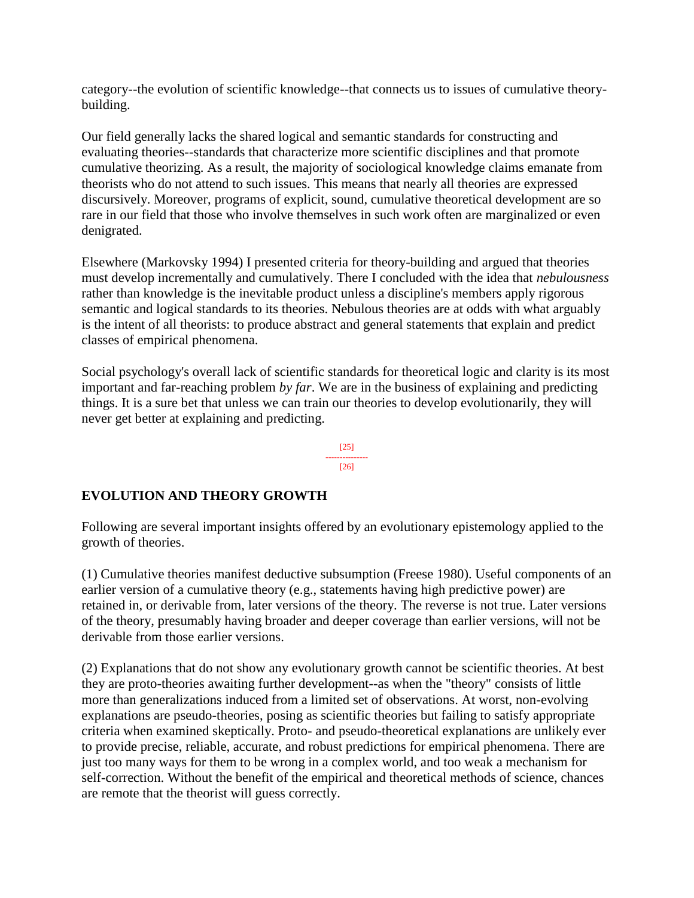category--the evolution of scientific knowledge--that connects us to issues of cumulative theory-building.

Our field generally lacks the shared logical and semantic standards for constructing and evaluating theories--standards that characterize more scientific disciplines and that promote cumulative theorizing. As a result, the majority of sociological knowledge claims emanate from theorists who do not attend to such issues. This means that nearly all theories are expressed discursively. Moreover, programs of explicit, sound, cumulative theoretical development are so rare in our field that those who involve themselves in such work often are marginalized or even denigrated.

Elsewhere (Markovsky 1994) I presented criteria for theory-building and argued that theories must develop incrementally and cumulatively. There I concluded with the idea that *nebulousness* rather than knowledge is the inevitable product unless a discipline's members apply rigorous semantic and logical standards to its theories. Nebulous theories are at odds with what arguably is the intent of all theorists: to produce abstract and general statements that explain and predict classes of empirical phenomena.

Social psychology's overall lack of scientific standards for theoretical logic and clarity is its most important and far-reaching problem *by far*. We are in the business of explaining and predicting things. It is a sure bet that unless we can train our theories to develop evolutionarily, they will never get better at explaining and predicting.

## EVOLUTION AND THEORY GROWTH

Following are several important insights offered by an evolutionary epistemology applied to the growth of theories.

(1) Cumulative theories manifest deductive subsumption (Freese 1980). Useful components of an earlier version of a cumulative theory (e.g., statements having high predictive power) are retained in, or derivable from, later versions of the theory. The reverse is not true. Later versions of the theory, presumably having broader and deeper coverage than earlier versions, will not be derivable from those earlier versions.

(2) Explanations that do not show any evolutionary growth cannot be scientific theories. At best they are proto-theories awaiting further development--as when the "theory" consists of little more than generalizations induced from a limited set of observations. At worst, non-evolving explanations are pseudo-theories, posing as scientific theories but failing to satisfy appropriate criteria when examined skeptically. Proto- and pseudo-theoretical explanations are unlikely ever to provide precise, reliable, accurate, and robust predictions for empirical phenomena. There are just too many ways for them to be wrong in a complex world, and too weak a mechanism for self-correction. Without the benefit of the empirical and theoretical methods of science, chances are remote that the theorist will guess correctly.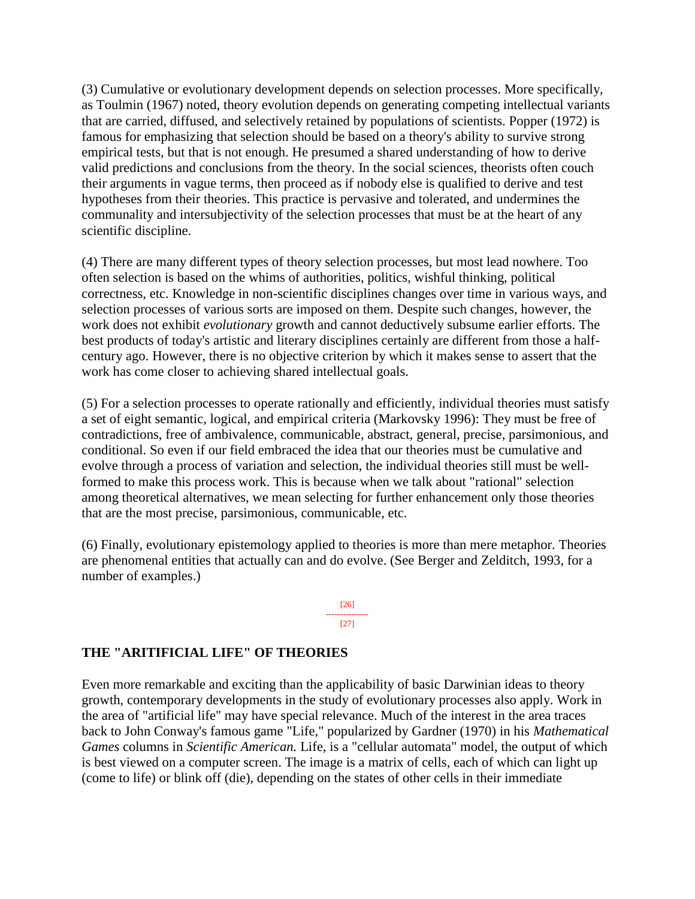(3) Cumulative or evolutionary development depends on selection processes. More specifically, as Toulmin (1967) noted, theory evolution depends on generating competing intellectual variants that are carried, diffused, and selectively retained by populations of scientists. Popper (1972) is famous for emphasizing that selection should be based on a theory's ability to survive strong empirical tests, but that is not enough. He presumed a shared understanding of how to derive valid predictions and conclusions from the theory. In the social sciences, theorists often couch their arguments in vague terms, then proceed as if nobody else is qualified to derive and test hypotheses from their theories. This practice is pervasive and tolerated, and undermines the communality and intersubjectivity of the selection processes that must be at the heart of any scientific discipline.

(4) There are many different types of theory selection processes, but most lead nowhere. Too often selection is based on the whims of authorities, politics, wishful thinking, political correctness, etc. Knowledge in non-scientific disciplines changes over time in various ways, and selection processes of various sorts are imposed on them. Despite such changes, however, the work does not exhibit *evolutionary* growth and cannot deductively subsume earlier efforts. The best products of today's artistic and literary disciplines certainly are different from those a half-century ago. However, there is no objective criterion by which it makes sense to assert that the work has come closer to achieving shared intellectual goals.

(5) For a selection processes to operate rationally and efficiently, individual theories must satisfy a set of eight semantic, logical, and empirical criteria (Markovsky 1996): They must be free of contradictions, free of ambivalence, communicable, abstract, general, precise, parsimonious, and conditional. So even if our field embraced the idea that our theories must be cumulative and evolve through a process of variation and selection, the individual theories still must be well-formed to make this process work. This is because when we talk about "rational" selection among theoretical alternatives, we mean selecting for further enhancement only those theories that are the most precise, parsimonious, communicable, etc.

(6) Finally, evolutionary epistemology applied to theories is more than mere metaphor. Theories are phenomenal entities that actually can and do evolve. (See Berger and Zelditch, 1993, for a number of examples.)

## THE "ARITIFICIAL LIFE" OF THEORIES

Even more remarkable and exciting than the applicability of basic Darwinian ideas to theory growth, contemporary developments in the study of evolutionary processes also apply. Work in the area of "artificial life" may have special relevance. Much of the interest in the area traces back to John Conway's famous game "Life," popularized by Gardner (1970) in his *Mathematical Games* columns in *Scientific American.* Life, is a "cellular automata" model, the output of which is best viewed on a computer screen. The image is a matrix of cells, each of which can light up (come to life) or blink off (die), depending on the states of other cells in their immediate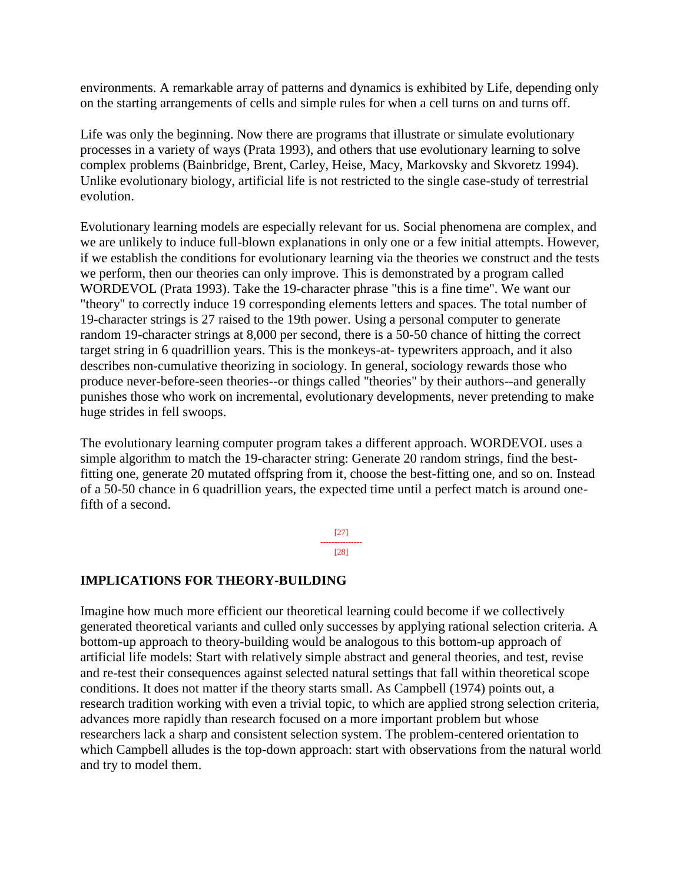environments. A remarkable array of patterns and dynamics is exhibited by Life, depending only on the starting arrangements of cells and simple rules for when a cell turns on and turns off.

Life was only the beginning. Now there are programs that illustrate or simulate evolutionary processes in a variety of ways (Prata 1993), and others that use evolutionary learning to solve complex problems (Bainbridge, Brent, Carley, Heise, Macy, Markovsky and Skvoretz 1994). Unlike evolutionary biology, artificial life is not restricted to the single case-study of terrestrial evolution.

Evolutionary learning models are especially relevant for us. Social phenomena are complex, and we are unlikely to induce full-blown explanations in only one or a few initial attempts. However, if we establish the conditions for evolutionary learning via the theories we construct and the tests we perform, then our theories can only improve. This is demonstrated by a program called WORDEVOL (Prata 1993). Take the 19-character phrase "this is a fine time". We want our "theory" to correctly induce 19 corresponding elements letters and spaces. The total number of 19-character strings is 27 raised to the 19th power. Using a personal computer to generate random 19-character strings at 8,000 per second, there is a 50-50 chance of hitting the correct target string in 6 quadrillion years. This is the monkeys-at- typewriters approach, and it also describes non-cumulative theorizing in sociology. In general, sociology rewards those who produce never-before-seen theories--or things called "theories" by their authors--and generally punishes those who work on incremental, evolutionary developments, never pretending to make huge strides in fell swoops.

The evolutionary learning computer program takes a different approach. WORDEVOL uses a simple algorithm to match the 19-character string: Generate 20 random strings, find the best-fitting one, generate 20 mutated offspring from it, choose the best-fitting one, and so on. Instead of a 50-50 chance in 6 quadrillion years, the expected time until a perfect match is around one-fifth of a second.

## IMPLICATIONS FOR THEORY-BUILDING

Imagine how much more efficient our theoretical learning could become if we collectively generated theoretical variants and culled only successes by applying rational selection criteria. A bottom-up approach to theory-building would be analogous to this bottom-up approach of artificial life models: Start with relatively simple abstract and general theories, and test, revise and re-test their consequences against selected natural settings that fall within theoretical scope conditions. It does not matter if the theory starts small. As Campbell (1974) points out, a research tradition working with even a trivial topic, to which are applied strong selection criteria, advances more rapidly than research focused on a more important problem but whose researchers lack a sharp and consistent selection system. The problem-centered orientation to which Campbell alludes is the top-down approach: start with observations from the natural world and try to model them.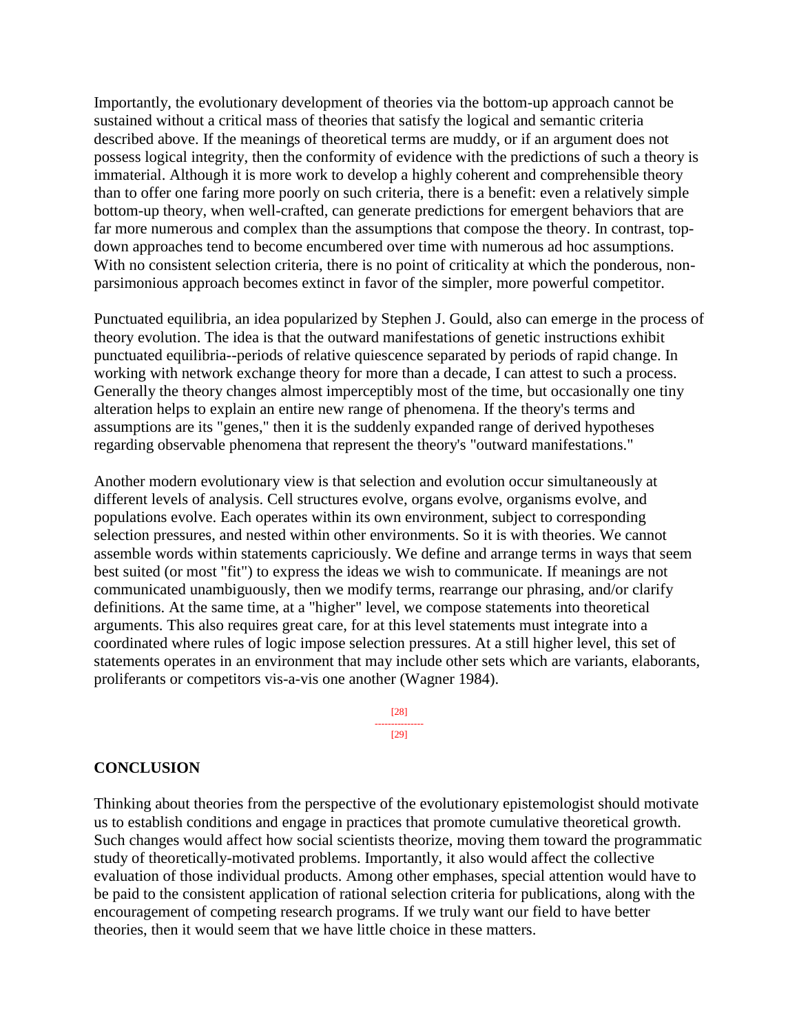Importantly, the evolutionary development of theories via the bottom-up approach cannot be sustained without a critical mass of theories that satisfy the logical and semantic criteria described above. If the meanings of theoretical terms are muddy, or if an argument does not possess logical integrity, then the conformity of evidence with the predictions of such a theory is immaterial. Although it is more work to develop a highly coherent and comprehensible theory than to offer one faring more poorly on such criteria, there is a benefit: even a relatively simple bottom-up theory, when well-crafted, can generate predictions for emergent behaviors that are far more numerous and complex than the assumptions that compose the theory. In contrast, top-down approaches tend to become encumbered over time with numerous ad hoc assumptions. With no consistent selection criteria, there is no point of criticality at which the ponderous, non-parsimonious approach becomes extinct in favor of the simpler, more powerful competitor.

Punctuated equilibria, an idea popularized by Stephen J. Gould, also can emerge in the process of theory evolution. The idea is that the outward manifestations of genetic instructions exhibit punctuated equilibria--periods of relative quiescence separated by periods of rapid change. In working with network exchange theory for more than a decade, I can attest to such a process. Generally the theory changes almost imperceptibly most of the time, but occasionally one tiny alteration helps to explain an entire new range of phenomena. If the theory's terms and assumptions are its "genes," then it is the suddenly expanded range of derived hypotheses regarding observable phenomena that represent the theory's "outward manifestations."

Another modern evolutionary view is that selection and evolution occur simultaneously at different levels of analysis. Cell structures evolve, organs evolve, organisms evolve, and populations evolve. Each operates within its own environment, subject to corresponding selection pressures, and nested within other environments. So it is with theories. We cannot assemble words within statements capriciously. We define and arrange terms in ways that seem best suited (or most "fit") to express the ideas we wish to communicate. If meanings are not communicated unambiguously, then we modify terms, rearrange our phrasing, and/or clarify definitions. At the same time, at a "higher" level, we compose statements into theoretical arguments. This also requires great care, for at this level statements must integrate into a coordinated where rules of logic impose selection pressures. At a still higher level, this set of statements operates in an environment that may include other sets which are variants, elaborants, proliferants or competitors vis-a-vis one another (Wagner 1984).

## CONCLUSION

Thinking about theories from the perspective of the evolutionary epistemologist should motivate us to establish conditions and engage in practices that promote cumulative theoretical growth. Such changes would affect how social scientists theorize, moving them toward the programmatic study of theoretically-motivated problems. Importantly, it also would affect the collective evaluation of those individual products. Among other emphases, special attention would have to be paid to the consistent application of rational selection criteria for publications, along with the encouragement of competing research programs. If we truly want our field to have better theories, then it would seem that we have little choice in these matters.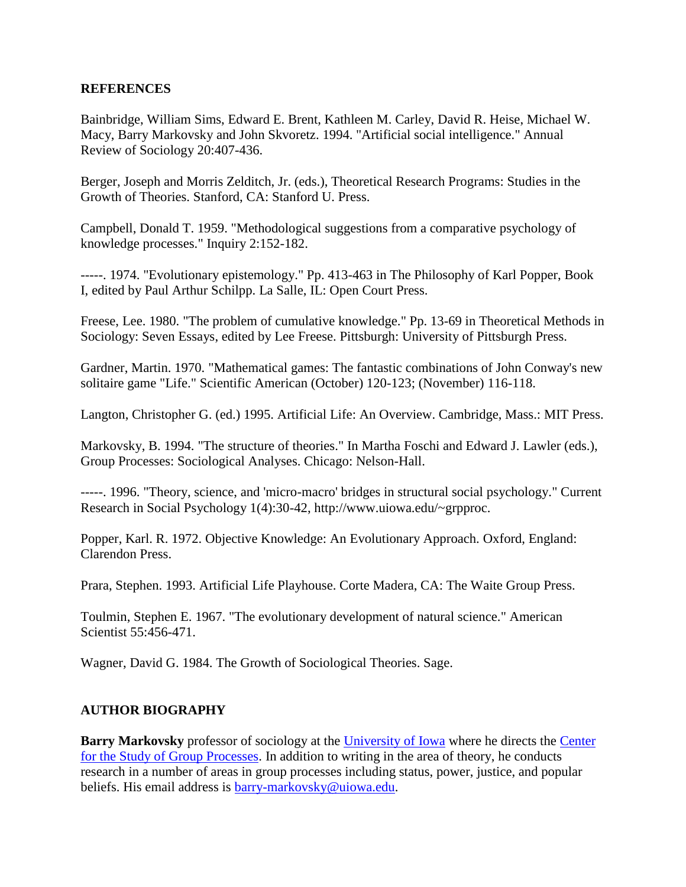## REFERENCES

Bainbridge, William Sims, Edward E. Brent, Kathleen M. Carley, David R. Heise, Michael W. Macy, Barry Markovsky and John Skvoretz. 1994. "Artificial social intelligence." Annual Review of Sociology 20:407-436.

Berger, Joseph and Morris Zelditch, Jr. (eds.), Theoretical Research Programs: Studies in the Growth of Theories. Stanford, CA: Stanford U. Press.

Campbell, Donald T. 1959. "Methodological suggestions from a comparative psychology of knowledge processes." Inquiry 2:152-182.

-----. 1974. "Evolutionary epistemology." Pp. 413-463 in The Philosophy of Karl Popper, Book I, edited by Paul Arthur Schilpp. La Salle, IL: Open Court Press.

Freese, Lee. 1980. "The problem of cumulative knowledge." Pp. 13-69 in Theoretical Methods in Sociology: Seven Essays, edited by Lee Freese. Pittsburgh: University of Pittsburgh Press.

Gardner, Martin. 1970. "Mathematical games: The fantastic combinations of John Conway's new solitaire game "Life." Scientific American (October) 120-123; (November) 116-118.

Langton, Christopher G. (ed.) 1995. Artificial Life: An Overview. Cambridge, Mass.: MIT Press.

Markovsky, B. 1994. "The structure of theories." In Martha Foschi and Edward J. Lawler (eds.), Group Processes: Sociological Analyses. Chicago: Nelson-Hall.

-----. 1996. "Theory, science, and 'micro-macro' bridges in structural social psychology." Current Research in Social Psychology 1(4):30-42, http://www.uiowa.edu/~grpproc.

Popper, Karl. R. 1972. Objective Knowledge: An Evolutionary Approach. Oxford, England: Clarendon Press.

Prara, Stephen. 1993. Artificial Life Playhouse. Corte Madera, CA: The Waite Group Press.

Toulmin, Stephen E. 1967. "The evolutionary development of natural science." American Scientist 55:456-471.

Wagner, David G. 1984. The Growth of Sociological Theories. Sage.

## AUTHOR BIOGRAPHY

**Barry Markovsky** professor of sociology at the University of Iowa where he directs the Center for the Study of Group Processes. In addition to writing in the area of theory, he conducts research in a number of areas in group processes including status, power, justice, and popular beliefs. His email address is barry-markovsky@uiowa.edu.